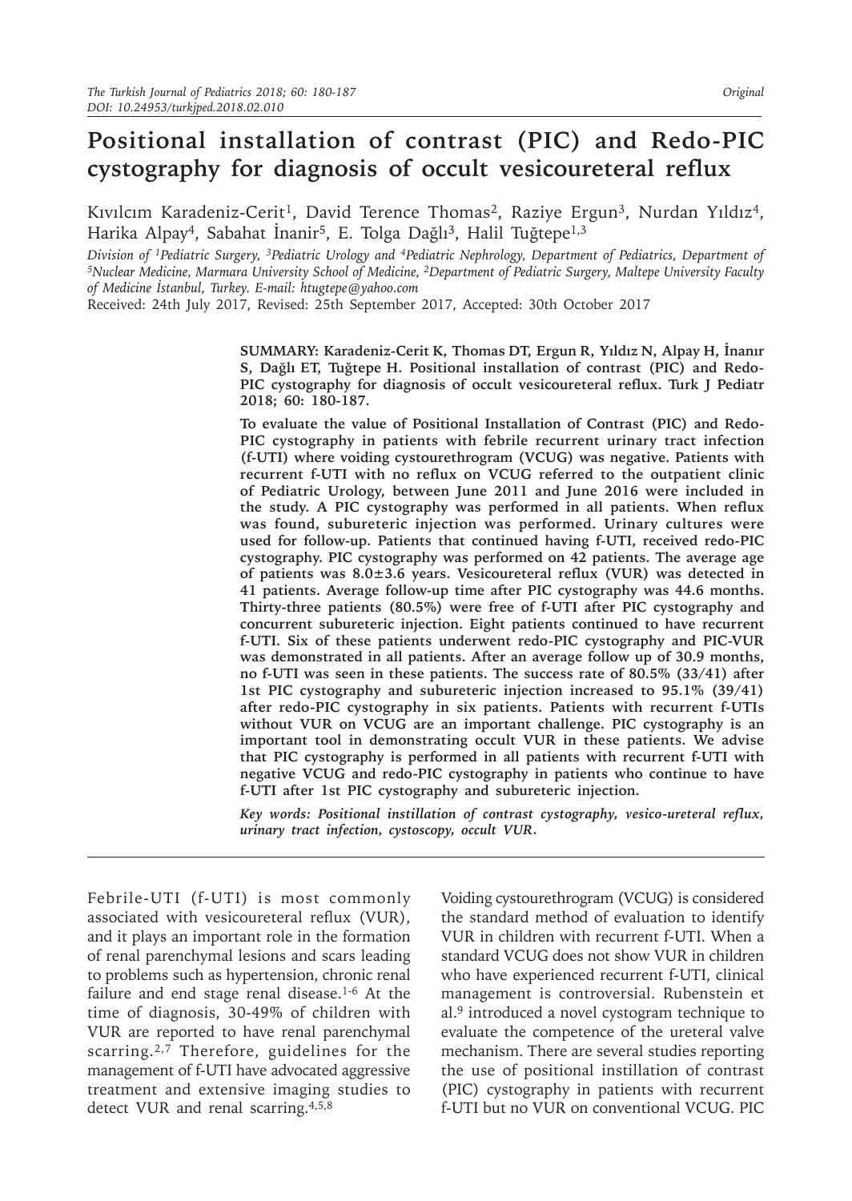# Positional installation of contrast (PIC) and Redo-PIC cystography for diagnosis of occult vesicoureteral reflux

Kıvılcım Karadeniz-Cerit[1], David Terence Thomas[2], Raziye Ergun[3], Nurdan Yıldız[4], Harika Alpay[4], Sabahat İnanir[5], E. Tolga Dağlı[3], Halil Tuğtepe[1,3]

*Division of [1]Pediatric Surgery, [3]Pediatric Urology and [4]Pediatric Nephrology, Department of Pediatrics, Department of [5]Nuclear Medicine, Marmara University School of Medicine, [2]Department of Pediatric Surgery, Maltepe University Faculty of Medicine İstanbul, Turkey. E-mail: htugtepe@yahoo.com*

Received: 24th July 2017, Revised: 25th September 2017, Accepted: 30th October 2017

**SUMMARY: Karadeniz-Cerit K, Thomas DT, Ergun R, Yıldız N, Alpay H, İnanır S, Dağlı ET, Tuğtepe H. Positional installation of contrast (PIC) and Redo-PIC cystography for diagnosis of occult vesicoureteral reflux. Turk J Pediatr 2018; 60: 180-187.**

**To evaluate the value of Positional Installation of Contrast (PIC) and Redo-PIC cystography in patients with febrile recurrent urinary tract infection (f-UTI) where voiding cystourethrogram (VCUG) was negative. Patients with recurrent f-UTI with no reflux on VCUG referred to the outpatient clinic of Pediatric Urology, between June 2011 and June 2016 were included in the study. A PIC cystography was performed in all patients. When reflux was found, subureteric injection was performed. Urinary cultures were used for follow-up. Patients that continued having f-UTI, received redo-PIC cystography. PIC cystography was performed on 42 patients. The average age of patients was 8.0±3.6 years. Vesicoureteral reflux (VUR) was detected in 41 patients. Average follow-up time after PIC cystography was 44.6 months. Thirty-three patients (80.5%) were free of f-UTI after PIC cystography and concurrent subureteric injection. Eight patients continued to have recurrent f-UTI. Six of these patients underwent redo-PIC cystography and PIC-VUR was demonstrated in all patients. After an average follow up of 30.9 months, no f-UTI was seen in these patients. The success rate of 80.5% (33/41) after 1st PIC cystography and subureteric injection increased to 95.1% (39/41) after redo-PIC cystography in six patients. Patients with recurrent f-UTIs without VUR on VCUG are an important challenge. PIC cystography is an important tool in demonstrating occult VUR in these patients. We advise that PIC cystography is performed in all patients with recurrent f-UTI with negative VCUG and redo-PIC cystography in patients who continue to have f-UTI after 1st PIC cystography and subureteric injection.**

***Key words: Positional instillation of contrast cystography, vesico-ureteral reflux, urinary tract infection, cystoscopy, occult VUR.***

---

Febrile-UTI (f-UTI) is most commonly associated with vesicoureteral reflux (VUR), and it plays an important role in the formation of renal parenchymal lesions and scars leading to problems such as hypertension, chronic renal failure and end stage renal disease.[1-6] At the time of diagnosis, 30-49% of children with VUR are reported to have renal parenchymal scarring.[2,7] Therefore, guidelines for the management of f-UTI have advocated aggressive treatment and extensive imaging studies to detect VUR and renal scarring.[4,5,8]

Voiding cystourethrogram (VCUG) is considered the standard method of evaluation to identify VUR in children with recurrent f-UTI. When a standard VCUG does not show VUR in children who have experienced recurrent f-UTI, clinical management is controversial. Rubenstein et al.[9] introduced a novel cystogram technique to evaluate the competence of the ureteral valve mechanism. There are several studies reporting the use of positional instillation of contrast (PIC) cystography in patients with recurrent f-UTI but no VUR on conventional VCUG. PIC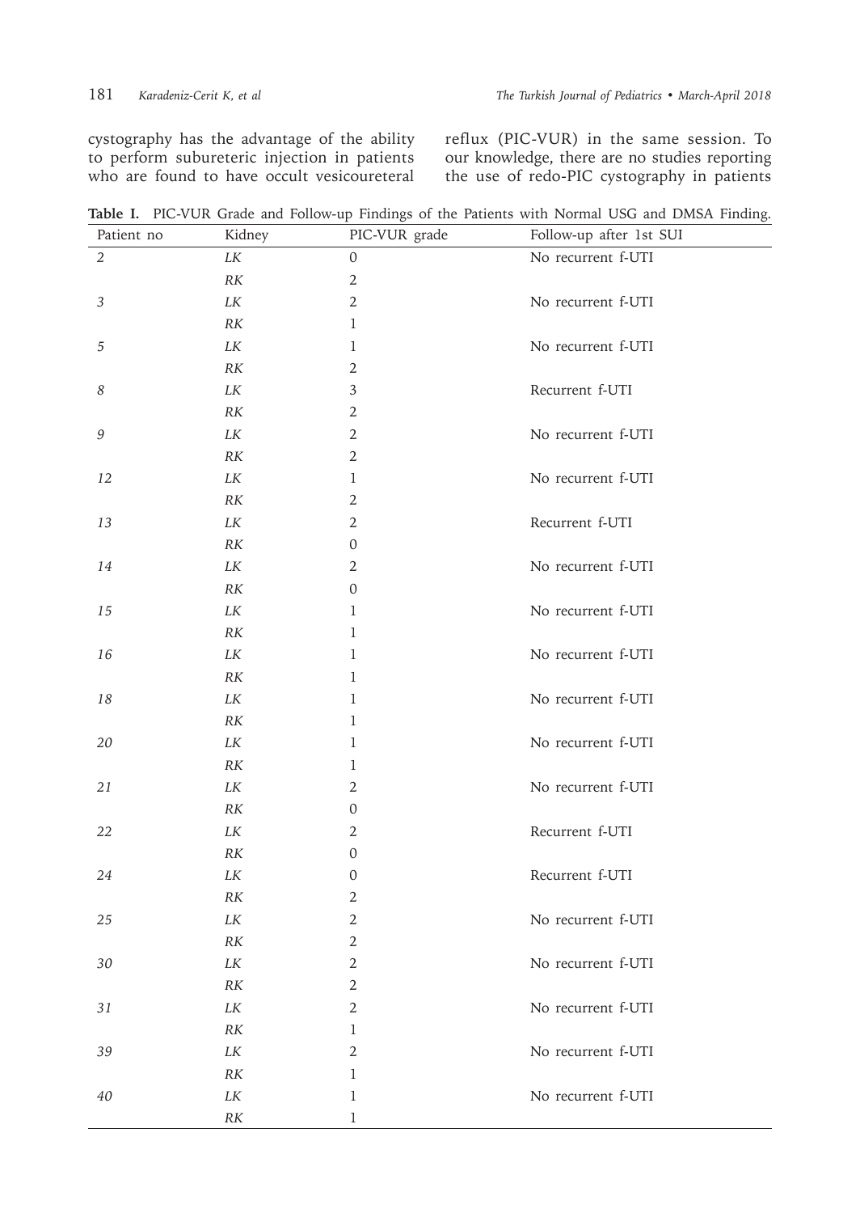cystography has the advantage of the ability to perform subureteric injection in patients who are found to have occult vesicoureteral reflux (PIC-VUR) in the same session. To our knowledge, there are no studies reporting the use of redo-PIC cystography in patients

**Table I.** PIC-VUR Grade and Follow-up Findings of the Patients with Normal USG and DMSA Finding.

| Patient no | Kidney | PIC-VUR grade | Follow-up after 1st SUI |
|---|---|---|---|
| *2* | *LK* | 0 | No recurrent f-UTI |
| | *RK* | 2 | |
| *3* | *LK* | 2 | No recurrent f-UTI |
| | *RK* | 1 | |
| *5* | *LK* | 1 | No recurrent f-UTI |
| | *RK* | 2 | |
| *8* | *LK* | 3 | Recurrent f-UTI |
| | *RK* | 2 | |
| *9* | *LK* | 2 | No recurrent f-UTI |
| | *RK* | 2 | |
| *12* | *LK* | 1 | No recurrent f-UTI |
| | *RK* | 2 | |
| *13* | *LK* | 2 | Recurrent f-UTI |
| | *RK* | 0 | |
| *14* | *LK* | 2 | No recurrent f-UTI |
| | *RK* | 0 | |
| *15* | *LK* | 1 | No recurrent f-UTI |
| | *RK* | 1 | |
| *16* | *LK* | 1 | No recurrent f-UTI |
| | *RK* | 1 | |
| *18* | *LK* | 1 | No recurrent f-UTI |
| | *RK* | 1 | |
| *20* | *LK* | 1 | No recurrent f-UTI |
| | *RK* | 1 | |
| *21* | *LK* | 2 | No recurrent f-UTI |
| | *RK* | 0 | |
| *22* | *LK* | 2 | Recurrent f-UTI |
| | *RK* | 0 | |
| *24* | *LK* | 0 | Recurrent f-UTI |
| | *RK* | 2 | |
| *25* | *LK* | 2 | No recurrent f-UTI |
| | *RK* | 2 | |
| *30* | *LK* | 2 | No recurrent f-UTI |
| | *RK* | 2 | |
| *31* | *LK* | 2 | No recurrent f-UTI |
| | *RK* | 1 | |
| *39* | *LK* | 2 | No recurrent f-UTI |
| | *RK* | 1 | |
| *40* | *LK* | 1 | No recurrent f-UTI |
| | *RK* | 1 | |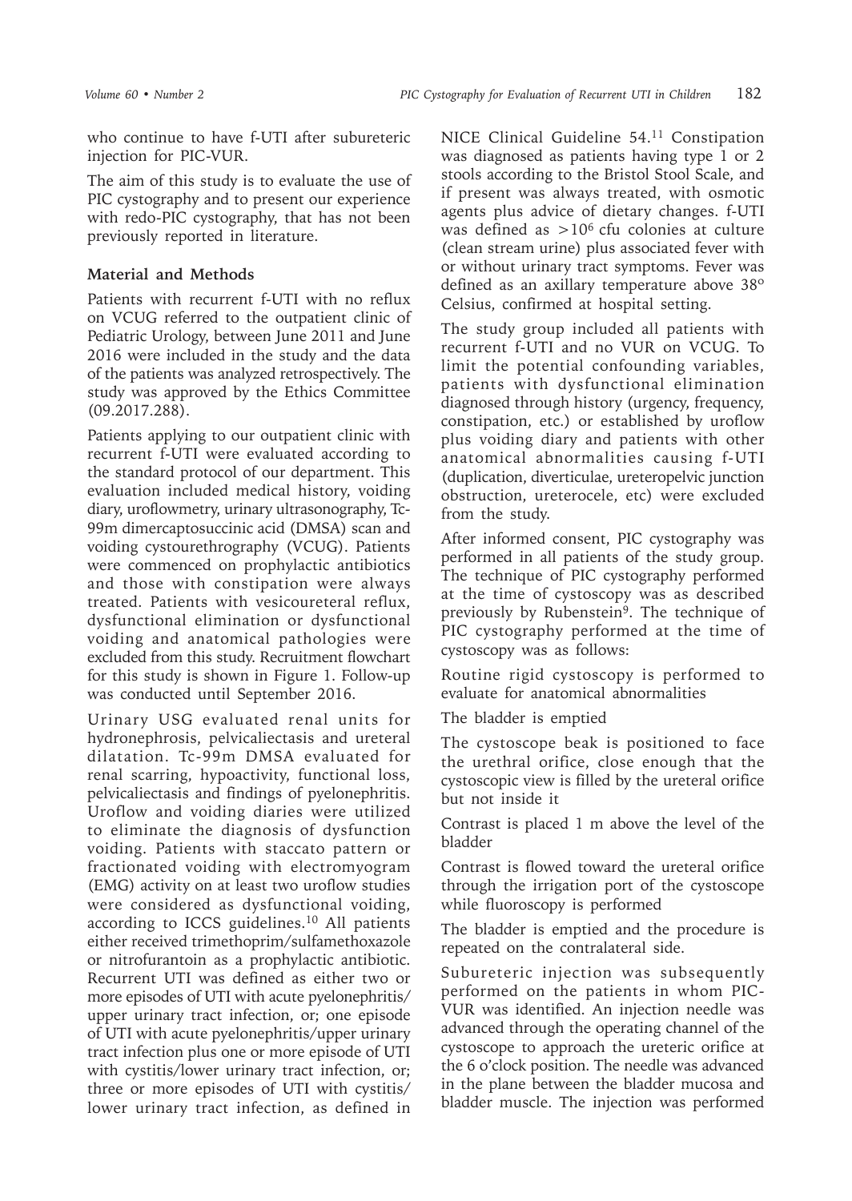who continue to have f-UTI after subureteric injection for PIC-VUR.

The aim of this study is to evaluate the use of PIC cystography and to present our experience with redo-PIC cystography, that has not been previously reported in literature.

## Material and Methods

Patients with recurrent f-UTI with no reflux on VCUG referred to the outpatient clinic of Pediatric Urology, between June 2011 and June 2016 were included in the study and the data of the patients was analyzed retrospectively. The study was approved by the Ethics Committee (09.2017.288).

Patients applying to our outpatient clinic with recurrent f-UTI were evaluated according to the standard protocol of our department. This evaluation included medical history, voiding diary, uroflowmetry, urinary ultrasonography, Tc-99m dimercaptosuccinic acid (DMSA) scan and voiding cystourethrography (VCUG). Patients were commenced on prophylactic antibiotics and those with constipation were always treated. Patients with vesicoureteral reflux, dysfunctional elimination or dysfunctional voiding and anatomical pathologies were excluded from this study. Recruitment flowchart for this study is shown in Figure 1. Follow-up was conducted until September 2016.

Urinary USG evaluated renal units for hydronephrosis, pelvicaliectasis and ureteral dilatation. Tc-99m DMSA evaluated for renal scarring, hypoactivity, functional loss, pelvicaliectasis and findings of pyelonephritis. Uroflow and voiding diaries were utilized to eliminate the diagnosis of dysfunction voiding. Patients with staccato pattern or fractionated voiding with electromyogram (EMG) activity on at least two uroflow studies were considered as dysfunctional voiding, according to ICCS guidelines.[10] All patients either received trimethoprim/sulfamethoxazole or nitrofurantoin as a prophylactic antibiotic. Recurrent UTI was defined as either two or more episodes of UTI with acute pyelonephritis/upper urinary tract infection, or; one episode of UTI with acute pyelonephritis/upper urinary tract infection plus one or more episode of UTI with cystitis/lower urinary tract infection, or; three or more episodes of UTI with cystitis/lower urinary tract infection, as defined in NICE Clinical Guideline 54.[11] Constipation was diagnosed as patients having type 1 or 2 stools according to the Bristol Stool Scale, and if present was always treated, with osmotic agents plus advice of dietary changes. f-UTI was defined as $>10^6$ cfu colonies at culture (clean stream urine) plus associated fever with or without urinary tract symptoms. Fever was defined as an axillary temperature above 38° Celsius, confirmed at hospital setting.

The study group included all patients with recurrent f-UTI and no VUR on VCUG. To limit the potential confounding variables, patients with dysfunctional elimination diagnosed through history (urgency, frequency, constipation, etc.) or established by uroflow plus voiding diary and patients with other anatomical abnormalities causing f-UTI (duplication, diverticulae, ureteropelvic junction obstruction, ureterocele, etc) were excluded from the study.

After informed consent, PIC cystography was performed in all patients of the study group. The technique of PIC cystography performed at the time of cystoscopy was as described previously by Rubenstein[9]. The technique of PIC cystography performed at the time of cystoscopy was as follows:

Routine rigid cystoscopy is performed to evaluate for anatomical abnormalities

The bladder is emptied

The cystoscope beak is positioned to face the urethral orifice, close enough that the cystoscopic view is filled by the ureteral orifice but not inside it

Contrast is placed 1 m above the level of the bladder

Contrast is flowed toward the ureteral orifice through the irrigation port of the cystoscope while fluoroscopy is performed

The bladder is emptied and the procedure is repeated on the contralateral side.

Subureteric injection was subsequently performed on the patients in whom PIC-VUR was identified. An injection needle was advanced through the operating channel of the cystoscope to approach the ureteric orifice at the 6 o'clock position. The needle was advanced in the plane between the bladder mucosa and bladder muscle. The injection was performed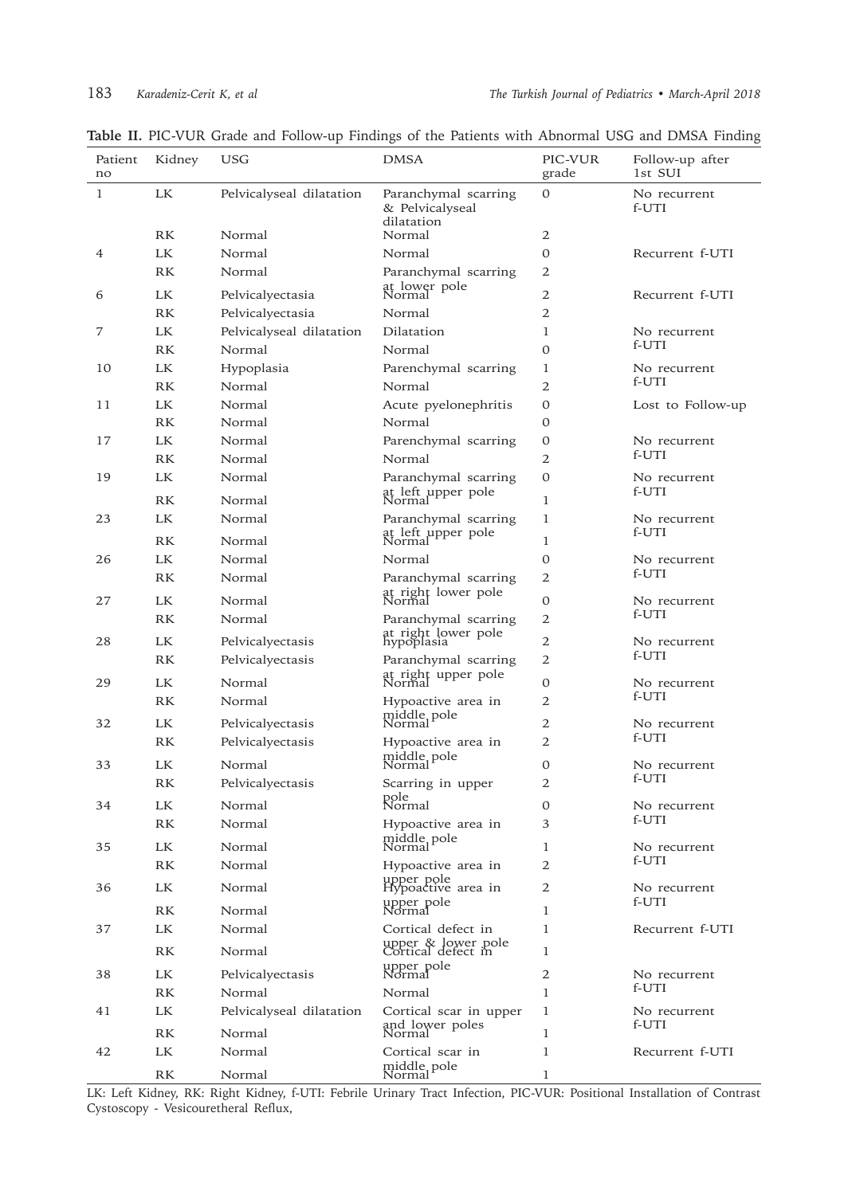**Table II.** PIC-VUR Grade and Follow-up Findings of the Patients with Abnormal USG and DMSA Finding

| Patient no | Kidney | USG | DMSA | PIC-VUR grade | Follow-up after 1st SUI |
|---|---|---|---|---|---|
| 1 | LK | Pelvicalyseal dilatation | Paranchymal scarring & Pelvicalyseal dilatation | 0 | No recurrent f-UTI |
| | RK | Normal | Normal | 2 | |
| 4 | LK | Normal | Normal | 0 | Recurrent f-UTI |
| | RK | Normal | Paranchymal scarring at lower pole | 2 | |
| 6 | LK | Pelvicalyectasia | Normal | 2 | Recurrent f-UTI |
| | RK | Pelvicalyectasia | Normal | 2 | |
| 7 | LK | Pelvicalyseal dilatation | Dilatation | 1 | No recurrent f-UTI |
| | RK | Normal | Normal | 0 | |
| 10 | LK | Hypoplasia | Parenchymal scarring | 1 | No recurrent f-UTI |
| | RK | Normal | Normal | 2 | |
| 11 | LK | Normal | Acute pyelonephritis | 0 | Lost to Follow-up |
| | RK | Normal | Normal | 0 | |
| 17 | LK | Normal | Parenchymal scarring | 0 | No recurrent f-UTI |
| | RK | Normal | Normal | 2 | |
| 19 | LK | Normal | Paranchymal scarring at left upper pole | 0 | No recurrent f-UTI |
| | RK | Normal | Normal | 1 | |
| 23 | LK | Normal | Paranchymal scarring at left upper pole | 1 | No recurrent f-UTI |
| | RK | Normal | Normal | 1 | |
| 26 | LK | Normal | Normal | 0 | No recurrent f-UTI |
| | RK | Normal | Paranchymal scarring at right lower pole | 2 | |
| 27 | LK | Normal | Normal | 0 | No recurrent f-UTI |
| | RK | Normal | Paranchymal scarring at right lower pole | 2 | |
| 28 | LK | Pelvicalyectasis | hypoplasia | 2 | No recurrent f-UTI |
| | RK | Pelvicalyectasis | Paranchymal scarring at right upper pole | 2 | |
| 29 | LK | Normal | Normal | 0 | No recurrent f-UTI |
| | RK | Normal | Hypoactive area in middle pole | 2 | |
| 32 | LK | Pelvicalyectasis | Normal | 2 | No recurrent f-UTI |
| | RK | Pelvicalyectasis | Hypoactive area in middle pole | 2 | |
| 33 | LK | Normal | Normal | 0 | No recurrent f-UTI |
| | RK | Pelvicalyectasis | Scarring in upper pole | 2 | |
| 34 | LK | Normal | Normal | 0 | No recurrent f-UTI |
| | RK | Normal | Hypoactive area in middle pole | 3 | |
| 35 | LK | Normal | Normal | 1 | No recurrent f-UTI |
| | RK | Normal | Hypoactive area in upper pole | 2 | |
| 36 | LK | Normal | Hypoactive area in upper pole | 2 | No recurrent f-UTI |
| | RK | Normal | Normal | 1 | |
| 37 | LK | Normal | Cortical defect in upper & lower pole | 1 | Recurrent f-UTI |
| | RK | Normal | Cortical defect in upper pole | 1 | |
| 38 | LK | Pelvicalyectasis | Normal | 2 | No recurrent f-UTI |
| | RK | Normal | Normal | 1 | |
| 41 | LK | Pelvicalyseal dilatation | Cortical scar in upper and lower poles | 1 | No recurrent f-UTI |
| | RK | Normal | Normal | 1 | |
| 42 | LK | Normal | Cortical scar in middle pole | 1 | Recurrent f-UTI |
| | RK | Normal | Normal | 1 | |

LK: Left Kidney, RK: Right Kidney, f-UTI: Febrile Urinary Tract Infection, PIC-VUR: Positional Installation of Contrast Cystoscopy - Vesicouretheral Reflux,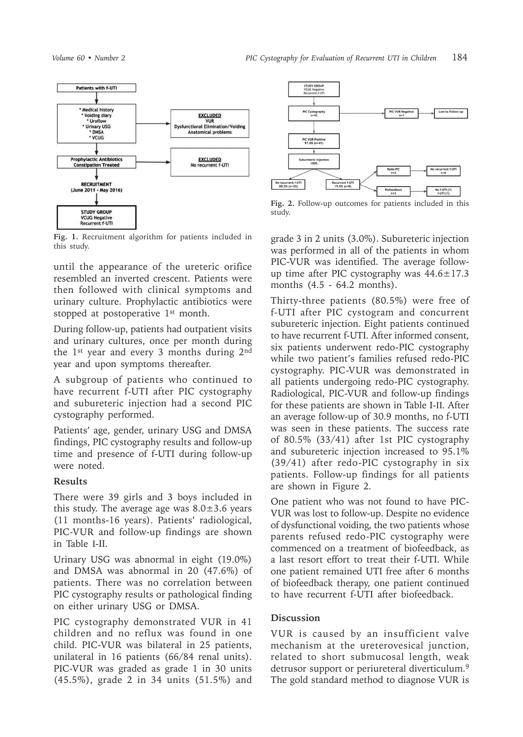Fig. 1. Recruitment algorithm for patients included in this study.

Fig. 2. Follow-up outcomes for patients included in this study.

until the appearance of the ureteric orifice resembled an inverted crescent. Patients were then followed with clinical symptoms and urinary culture. Prophylactic antibiotics were stopped at postoperative 1st month.

During follow-up, patients had outpatient visits and urinary cultures, once per month during the 1st year and every 3 months during 2nd year and upon symptoms thereafter.

A subgroup of patients who continued to have recurrent f-UTI after PIC cystography and subureteric injection had a second PIC cystography performed.

Patients' age, gender, urinary USG and DMSA findings, PIC cystography results and follow-up time and presence of f-UTI during follow-up were noted.

### Results

There were 39 girls and 3 boys included in this study. The average age was $8.0\pm3.6$ years (11 months-16 years). Patients' radiological, PIC-VUR and follow-up findings are shown in Table I-II.

Urinary USG was abnormal in eight (19.0%) and DMSA was abnormal in 20 (47.6%) of patients. There was no correlation between PIC cystography results or pathological finding on either urinary USG or DMSA.

PIC cystography demonstrated VUR in 41 children and no reflux was found in one child. PIC-VUR was bilateral in 25 patients, unilateral in 16 patients (66/84 renal units). PIC-VUR was graded as grade 1 in 30 units (45.5%), grade 2 in 34 units (51.5%) and grade 3 in 2 units (3.0%). Subureteric injection was performed in all of the patients in whom PIC-VUR was identified. The average follow-up time after PIC cystography was $44.6\pm17.3$ months (4.5 - 64.2 months).

Thirty-three patients (80.5%) were free of f-UTI after PIC cystogram and concurrent subureteric injection. Eight patients continued to have recurrent f-UTI. After informed consent, six patients underwent redo-PIC cystography while two patient's families refused redo-PIC cystography. PIC-VUR was demonstrated in all patients undergoing redo-PIC cystography. Radiological, PIC-VUR and follow-up findings for these patients are shown in Table I-II. After an average follow-up of 30.9 months, no f-UTI was seen in these patients. The success rate of 80.5% (33/41) after 1st PIC cystography and subureteric injection increased to 95.1% (39/41) after redo-PIC cystography in six patients. Follow-up findings for all patients are shown in Figure 2.

One patient who was not found to have PIC-VUR was lost to follow-up. Despite no evidence of dysfunctional voiding, the two patients whose parents refused redo-PIC cystography were commenced on a treatment of biofeedback, as a last resort effort to treat their f-UTI. While one patient remained UTI free after 6 months of biofeedback therapy, one patient continued to have recurrent f-UTI after biofeedback.

### Discussion

VUR is caused by an insufficient valve mechanism at the ureterovesical junction, related to short submucosal length, weak detrusor support or periureteral diverticulum.[9] The gold standard method to diagnose VUR is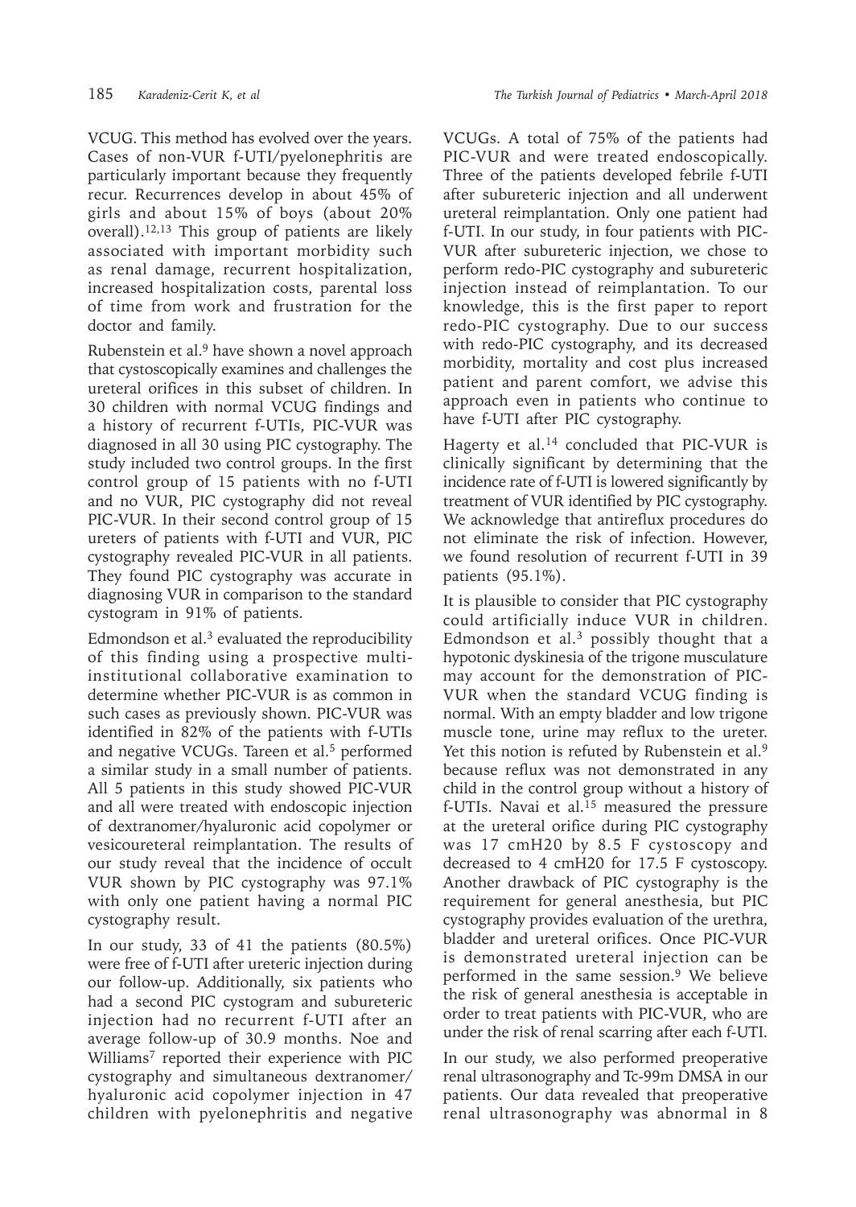VCUG. This method has evolved over the years. Cases of non-VUR f-UTI/pyelonephritis are particularly important because they frequently recur. Recurrences develop in about 45% of girls and about 15% of boys (about 20% overall).[12,13] This group of patients are likely associated with important morbidity such as renal damage, recurrent hospitalization, increased hospitalization costs, parental loss of time from work and frustration for the doctor and family.

Rubenstein et al.[9] have shown a novel approach that cystoscopically examines and challenges the ureteral orifices in this subset of children. In 30 children with normal VCUG findings and a history of recurrent f-UTIs, PIC-VUR was diagnosed in all 30 using PIC cystography. The study included two control groups. In the first control group of 15 patients with no f-UTI and no VUR, PIC cystography did not reveal PIC-VUR. In their second control group of 15 ureters of patients with f-UTI and VUR, PIC cystography revealed PIC-VUR in all patients. They found PIC cystography was accurate in diagnosing VUR in comparison to the standard cystogram in 91% of patients.

Edmondson et al.[3] evaluated the reproducibility of this finding using a prospective multi-institutional collaborative examination to determine whether PIC-VUR is as common in such cases as previously shown. PIC-VUR was identified in 82% of the patients with f-UTIs and negative VCUGs. Tareen et al.[5] performed a similar study in a small number of patients. All 5 patients in this study showed PIC-VUR and all were treated with endoscopic injection of dextranomer/hyaluronic acid copolymer or vesicoureteral reimplantation. The results of our study reveal that the incidence of occult VUR shown by PIC cystography was 97.1% with only one patient having a normal PIC cystography result.

In our study, 33 of 41 the patients (80.5%) were free of f-UTI after ureteric injection during our follow-up. Additionally, six patients who had a second PIC cystogram and subureteric injection had no recurrent f-UTI after an average follow-up of 30.9 months. Noe and Williams[7] reported their experience with PIC cystography and simultaneous dextranomer/hyaluronic acid copolymer injection in 47 children with pyelonephritis and negative VCUGs. A total of 75% of the patients had PIC-VUR and were treated endoscopically. Three of the patients developed febrile f-UTI after subureteric injection and all underwent ureteral reimplantation. Only one patient had f-UTI. In our study, in four patients with PIC-VUR after subureteric injection, we chose to perform redo-PIC cystography and subureteric injection instead of reimplantation. To our knowledge, this is the first paper to report redo-PIC cystography. Due to our success with redo-PIC cystography, and its decreased morbidity, mortality and cost plus increased patient and parent comfort, we advise this approach even in patients who continue to have f-UTI after PIC cystography.

Hagerty et al.[14] concluded that PIC-VUR is clinically significant by determining that the incidence rate of f-UTI is lowered significantly by treatment of VUR identified by PIC cystography. We acknowledge that antireflux procedures do not eliminate the risk of infection. However, we found resolution of recurrent f-UTI in 39 patients (95.1%).

It is plausible to consider that PIC cystography could artificially induce VUR in children. Edmondson et al.[3] possibly thought that a hypotonic dyskinesia of the trigone musculature may account for the demonstration of PIC-VUR when the standard VCUG finding is normal. With an empty bladder and low trigone muscle tone, urine may reflux to the ureter. Yet this notion is refuted by Rubenstein et al.[9] because reflux was not demonstrated in any child in the control group without a history of f-UTIs. Navai et al.[15] measured the pressure at the ureteral orifice during PIC cystography was 17 cmH20 by 8.5 F cystoscopy and decreased to 4 cmH20 for 17.5 F cystoscopy. Another drawback of PIC cystography is the requirement for general anesthesia, but PIC cystography provides evaluation of the urethra, bladder and ureteral orifices. Once PIC-VUR is demonstrated ureteral injection can be performed in the same session.[9] We believe the risk of general anesthesia is acceptable in order to treat patients with PIC-VUR, who are under the risk of renal scarring after each f-UTI.

In our study, we also performed preoperative renal ultrasonography and Tc-99m DMSA in our patients. Our data revealed that preoperative renal ultrasonography was abnormal in 8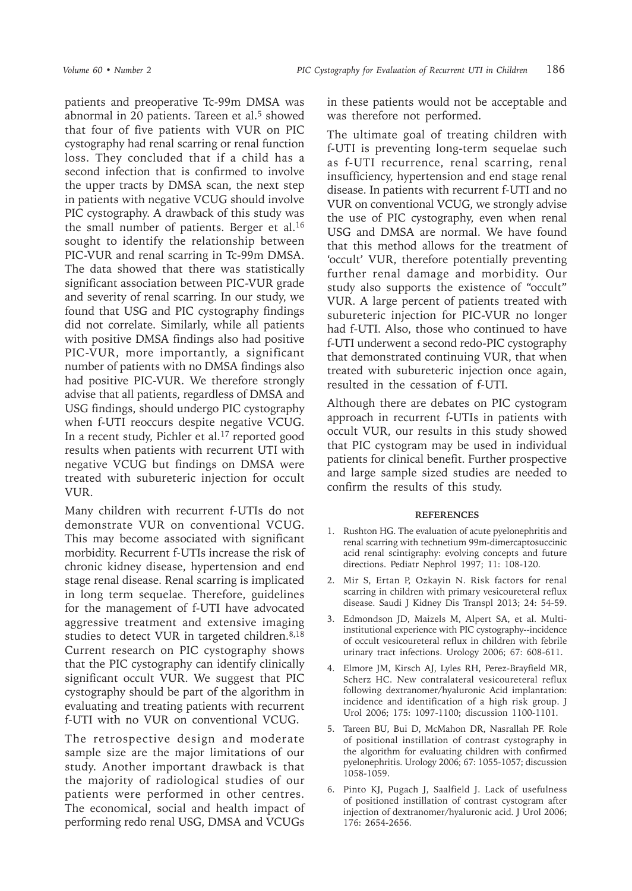patients and preoperative Tc-99m DMSA was abnormal in 20 patients. Tareen et al.[5] showed that four of five patients with VUR on PIC cystography had renal scarring or renal function loss. They concluded that if a child has a second infection that is confirmed to involve the upper tracts by DMSA scan, the next step in patients with negative VCUG should involve PIC cystography. A drawback of this study was the small number of patients. Berger et al.[16] sought to identify the relationship between PIC-VUR and renal scarring in Tc-99m DMSA. The data showed that there was statistically significant association between PIC-VUR grade and severity of renal scarring. In our study, we found that USG and PIC cystography findings did not correlate. Similarly, while all patients with positive DMSA findings also had positive PIC-VUR, more importantly, a significant number of patients with no DMSA findings also had positive PIC-VUR. We therefore strongly advise that all patients, regardless of DMSA and USG findings, should undergo PIC cystography when f-UTI reoccurs despite negative VCUG. In a recent study, Pichler et al.[17] reported good results when patients with recurrent UTI with negative VCUG but findings on DMSA were treated with subureteric injection for occult VUR.

Many children with recurrent f-UTIs do not demonstrate VUR on conventional VCUG. This may become associated with significant morbidity. Recurrent f-UTIs increase the risk of chronic kidney disease, hypertension and end stage renal disease. Renal scarring is implicated in long term sequelae. Therefore, guidelines for the management of f-UTI have advocated aggressive treatment and extensive imaging studies to detect VUR in targeted children.[8,18] Current research on PIC cystography shows that the PIC cystography can identify clinically significant occult VUR. We suggest that PIC cystography should be part of the algorithm in evaluating and treating patients with recurrent f-UTI with no VUR on conventional VCUG.

The retrospective design and moderate sample size are the major limitations of our study. Another important drawback is that the majority of radiological studies of our patients were performed in other centres. The economical, social and health impact of performing redo renal USG, DMSA and VCUGs in these patients would not be acceptable and was therefore not performed.

The ultimate goal of treating children with f-UTI is preventing long-term sequelae such as f-UTI recurrence, renal scarring, renal insufficiency, hypertension and end stage renal disease. In patients with recurrent f-UTI and no VUR on conventional VCUG, we strongly advise the use of PIC cystography, even when renal USG and DMSA are normal. We have found that this method allows for the treatment of 'occult' VUR, therefore potentially preventing further renal damage and morbidity. Our study also supports the existence of "occult" VUR. A large percent of patients treated with subureteric injection for PIC-VUR no longer had f-UTI. Also, those who continued to have f-UTI underwent a second redo-PIC cystography that demonstrated continuing VUR, that when treated with subureteric injection once again, resulted in the cessation of f-UTI.

Although there are debates on PIC cystogram approach in recurrent f-UTIs in patients with occult VUR, our results in this study showed that PIC cystogram may be used in individual patients for clinical benefit. Further prospective and large sample sized studies are needed to confirm the results of this study.

## REFERENCES

1. Rushton HG. The evaluation of acute pyelonephritis and renal scarring with technetium 99m-dimercaptosuccinic acid renal scintigraphy: evolving concepts and future directions. Pediatr Nephrol 1997; 11: 108-120.
2. Mir S, Ertan P, Ozkayin N. Risk factors for renal scarring in children with primary vesicoureteral reflux disease. Saudi J Kidney Dis Transpl 2013; 24: 54-59.
3. Edmondson JD, Maizels M, Alpert SA, et al. Multi-institutional experience with PIC cystography--incidence of occult vesicoureteral reflux in children with febrile urinary tract infections. Urology 2006; 67: 608-611.
4. Elmore JM, Kirsch AJ, Lyles RH, Perez-Brayfield MR, Scherz HC. New contralateral vesicoureteral reflux following dextranomer/hyaluronic Acid implantation: incidence and identification of a high risk group. J Urol 2006; 175: 1097-1100; discussion 1100-1101.
5. Tareen BU, Bui D, McMahon DR, Nasrallah PF. Role of positional instillation of contrast cystography in the algorithm for evaluating children with confirmed pyelonephritis. Urology 2006; 67: 1055-1057; discussion 1058-1059.
6. Pinto KJ, Pugach J, Saalfield J. Lack of usefulness of positioned instillation of contrast cystogram after injection of dextranomer/hyaluronic acid. J Urol 2006; 176: 2654-2656.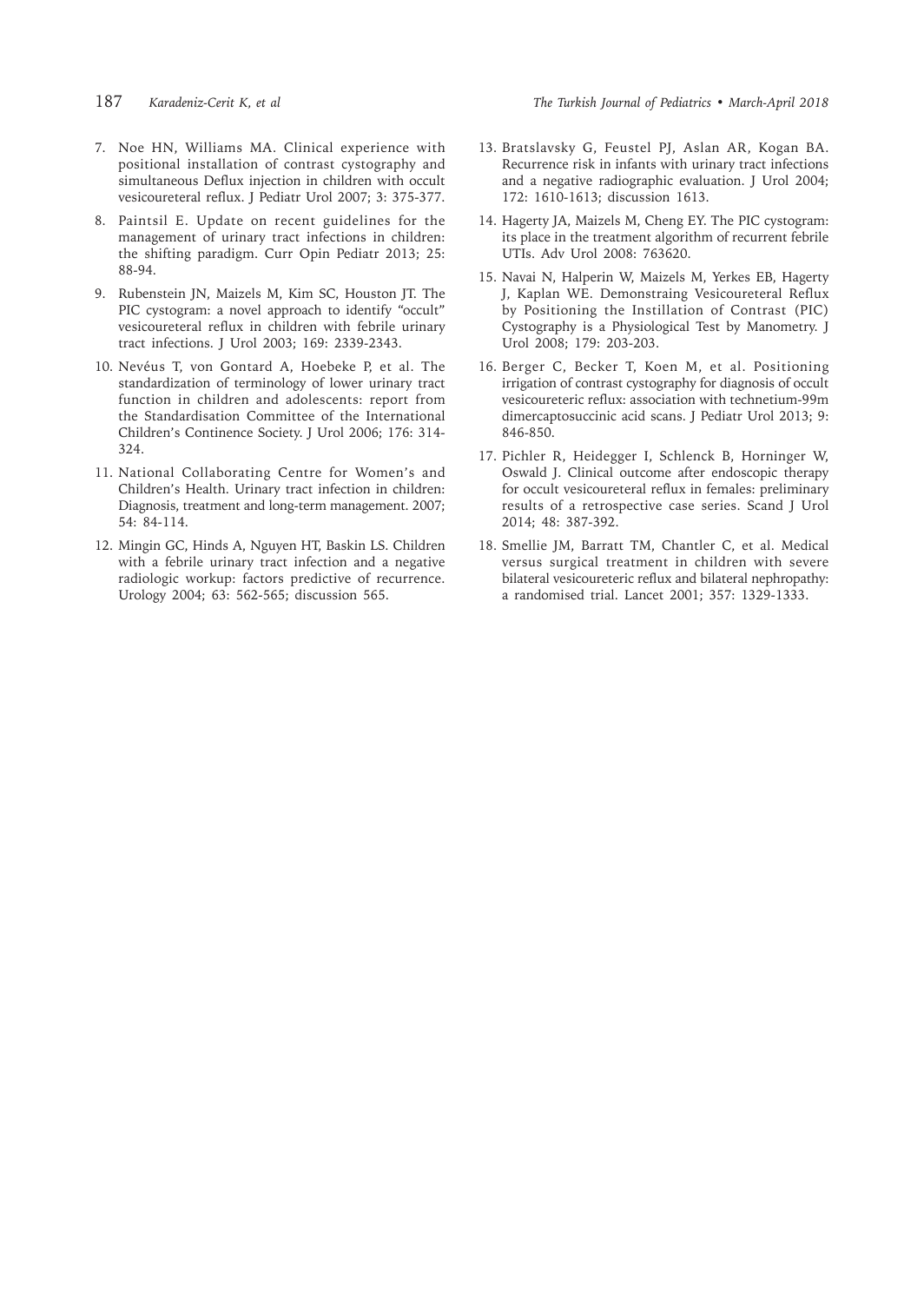7. Noe HN, Williams MA. Clinical experience with positional installation of contrast cystography and simultaneous Deflux injection in children with occult vesicoureteral reflux. J Pediatr Urol 2007; 3: 375-377.
8. Paintsil E. Update on recent guidelines for the management of urinary tract infections in children: the shifting paradigm. Curr Opin Pediatr 2013; 25: 88-94.
9. Rubenstein JN, Maizels M, Kim SC, Houston JT. The PIC cystogram: a novel approach to identify "occult" vesicoureteral reflux in children with febrile urinary tract infections. J Urol 2003; 169: 2339-2343.
10. Nevéus T, von Gontard A, Hoebeke P, et al. The standardization of terminology of lower urinary tract function in children and adolescents: report from the Standardisation Committee of the International Children's Continence Society. J Urol 2006; 176: 314-324.
11. National Collaborating Centre for Women's and Children's Health. Urinary tract infection in children: Diagnosis, treatment and long-term management. 2007; 54: 84-114.
12. Mingin GC, Hinds A, Nguyen HT, Baskin LS. Children with a febrile urinary tract infection and a negative radiologic workup: factors predictive of recurrence. Urology 2004; 63: 562-565; discussion 565.
13. Bratslavsky G, Feustel PJ, Aslan AR, Kogan BA. Recurrence risk in infants with urinary tract infections and a negative radiographic evaluation. J Urol 2004; 172: 1610-1613; discussion 1613.
14. Hagerty JA, Maizels M, Cheng EY. The PIC cystogram: its place in the treatment algorithm of recurrent febrile UTIs. Adv Urol 2008: 763620.
15. Navai N, Halperin W, Maizels M, Yerkes EB, Hagerty J, Kaplan WE. Demonstraing Vesicoureteral Reflux by Positioning the Instillation of Contrast (PIC) Cystography is a Physiological Test by Manometry. J Urol 2008; 179: 203-203.
16. Berger C, Becker T, Koen M, et al. Positioning irrigation of contrast cystography for diagnosis of occult vesicoureteric reflux: association with technetium-99m dimercaptosuccinic acid scans. J Pediatr Urol 2013; 9: 846-850.
17. Pichler R, Heidegger I, Schlenck B, Horninger W, Oswald J. Clinical outcome after endoscopic therapy for occult vesicoureteral reflux in females: preliminary results of a retrospective case series. Scand J Urol 2014; 48: 387-392.
18. Smellie JM, Barratt TM, Chantler C, et al. Medical versus surgical treatment in children with severe bilateral vesicoureteric reflux and bilateral nephropathy: a randomised trial. Lancet 2001; 357: 1329-1333.